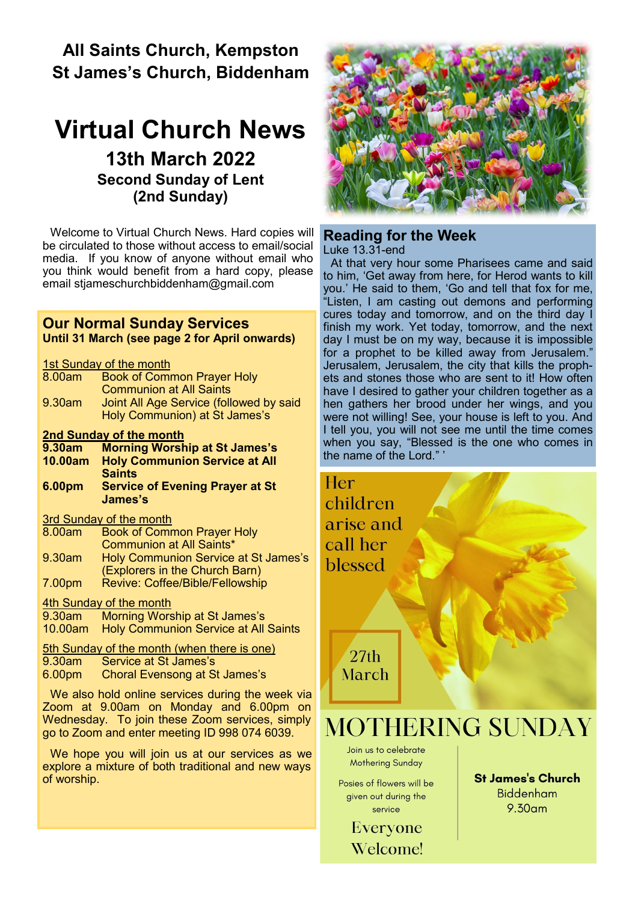**All Saints Church, Kempston**
**St James's Church, Biddenham**

# Virtual Church News

## 13th March 2022

### Second Sunday of Lent (2nd Sunday)

Welcome to Virtual Church News. Hard copies will be circulated to those without access to email/social media. If you know of anyone without email who you think would benefit from a hard copy, please email stjameschurchbiddenham@gmail.com

## Our Normal Sunday Services

**Until 31 March (see page 2 for April onwards)**

1st Sunday of the month

- 8.00am Book of Common Prayer Holy Communion at All Saints
- 9.30am Joint All Age Service (followed by said Holy Communion) at St James's

**2nd Sunday of the month**

- **9.30am Morning Worship at St James's**
- **10.00am Holy Communion Service at All Saints**
- **6.00pm Service of Evening Prayer at St James's**

3rd Sunday of the month

- 8.00am Book of Common Prayer Holy Communion at All Saints*
- 9.30am Holy Communion Service at St James's (Explorers in the Church Barn)
- 7.00pm Revive: Coffee/Bible/Fellowship

4th Sunday of the month

- 9.30am Morning Worship at St James's
- 10.00am Holy Communion Service at All Saints

5th Sunday of the month (when there is one)

- 9.30am Service at St James's
- 6.00pm Choral Evensong at St James's

We also hold online services during the week via Zoom at 9.00am on Monday and 6.00pm on Wednesday. To join these Zoom services, simply go to Zoom and enter meeting ID 998 074 6039.

We hope you will join us at our services as we explore a mixture of both traditional and new ways of worship.

## Reading for the Week

Luke 13.31-end

At that very hour some Pharisees came and said to him, 'Get away from here, for Herod wants to kill you.' He said to them, 'Go and tell that fox for me, "Listen, I am casting out demons and performing cures today and tomorrow, and on the third day I finish my work. Yet today, tomorrow, and the next day I must be on my way, because it is impossible for a prophet to be killed away from Jerusalem." Jerusalem, Jerusalem, the city that kills the prophets and stones those who are sent to it! How often have I desired to gather your children together as a hen gathers her brood under her wings, and you were not willing! See, your house is left to you. And I tell you, you will not see me until the time comes when you say, "Blessed is the one who comes in the name of the Lord." '

Her children arise and call her blessed

27th March

## MOTHERING SUNDAY

Join us to celebrate Mothering Sunday

Posies of flowers will be given out during the service

Everyone Welcome!

**St James's Church**
Biddenham
9.30am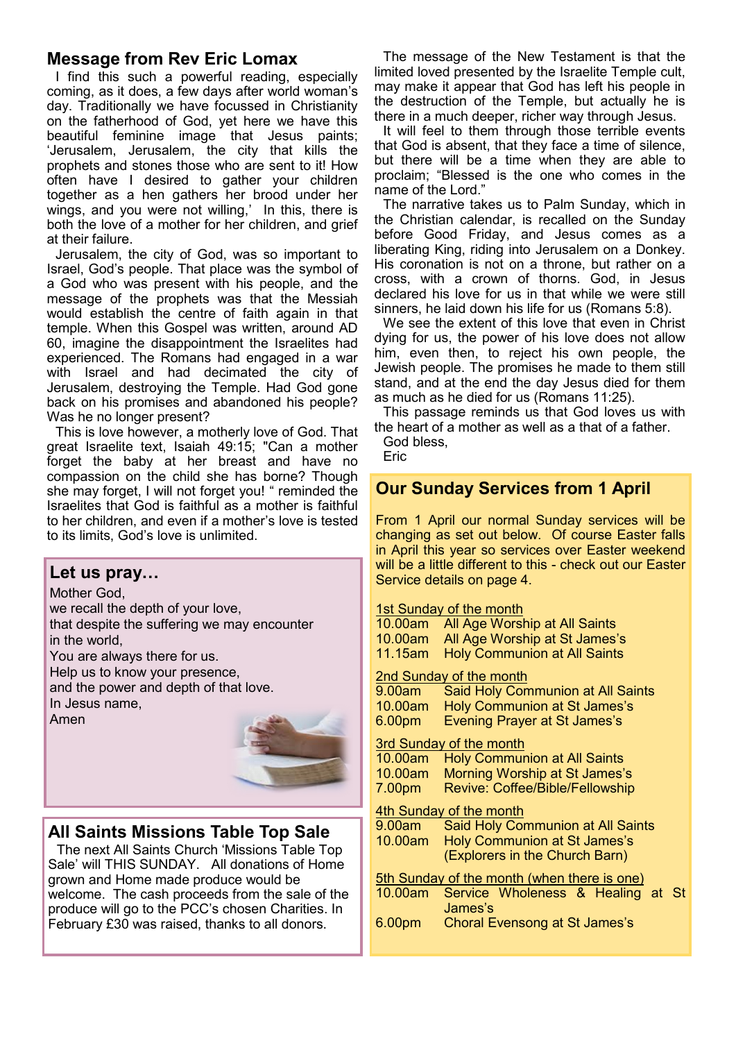## Message from Rev Eric Lomax

I find this such a powerful reading, especially coming, as it does, a few days after world woman's day. Traditionally we have focussed in Christianity on the fatherhood of God, yet here we have this beautiful feminine image that Jesus paints; 'Jerusalem, Jerusalem, the city that kills the prophets and stones those who are sent to it! How often have I desired to gather your children together as a hen gathers her brood under her wings, and you were not willing,' In this, there is both the love of a mother for her children, and grief at their failure.

Jerusalem, the city of God, was so important to Israel, God's people. That place was the symbol of a God who was present with his people, and the message of the prophets was that the Messiah would establish the centre of faith again in that temple. When this Gospel was written, around AD 60, imagine the disappointment the Israelites had experienced. The Romans had engaged in a war with Israel and had decimated the city of Jerusalem, destroying the Temple. Had God gone back on his promises and abandoned his people? Was he no longer present?

This is love however, a motherly love of God. That great Israelite text, Isaiah 49:15; "Can a mother forget the baby at her breast and have no compassion on the child she has borne? Though she may forget, I will not forget you! " reminded the Israelites that God is faithful as a mother is faithful to her children, and even if a mother's love is tested to its limits, God's love is unlimited.

The message of the New Testament is that the limited loved presented by the Israelite Temple cult, may make it appear that God has left his people in the destruction of the Temple, but actually he is there in a much deeper, richer way through Jesus.

It will feel to them through those terrible events that God is absent, that they face a time of silence, but there will be a time when they are able to proclaim; "Blessed is the one who comes in the name of the Lord."

The narrative takes us to Palm Sunday, which in the Christian calendar, is recalled on the Sunday before Good Friday, and Jesus comes as a liberating King, riding into Jerusalem on a Donkey. His coronation is not on a throne, but rather on a cross, with a crown of thorns. God, in Jesus declared his love for us in that while we were still sinners, he laid down his life for us (Romans 5:8).

We see the extent of this love that even in Christ dying for us, the power of his love does not allow him, even then, to reject his own people, the Jewish people. The promises he made to them still stand, and at the end the day Jesus died for them as much as he died for us (Romans 11:25).

This passage reminds us that God loves us with the heart of a mother as well as a that of a father.

God bless,

Eric

## Let us pray…

Mother God,
we recall the depth of your love,
that despite the suffering we may encounter in the world,
You are always there for us.
Help us to know your presence,
and the power and depth of that love.
In Jesus name,
Amen

## All Saints Missions Table Top Sale

The next All Saints Church 'Missions Table Top Sale' will THIS SUNDAY. All donations of Home grown and Home made produce would be welcome. The cash proceeds from the sale of the produce will go to the PCC's chosen Charities. In February £30 was raised, thanks to all donors.

## Our Sunday Services from 1 April

From 1 April our normal Sunday services will be changing as set out below. Of course Easter falls in April this year so services over Easter weekend will be a little different to this - check out our Easter Service details on page 4.

**1st Sunday of the month**
10.00am All Age Worship at All Saints
10.00am All Age Worship at St James's
11.15am Holy Communion at All Saints

**2nd Sunday of the month**
9.00am Said Holy Communion at All Saints
10.00am Holy Communion at St James's
6.00pm Evening Prayer at St James's

**3rd Sunday of the month**
10.00am Holy Communion at All Saints
10.00am Morning Worship at St James's
7.00pm Revive: Coffee/Bible/Fellowship

**4th Sunday of the month**
9.00am Said Holy Communion at All Saints
10.00am Holy Communion at St James's (Explorers in the Church Barn)

**5th Sunday of the month (when there is one)**
10.00am Service Wholeness & Healing at St James's
6.00pm Choral Evensong at St James's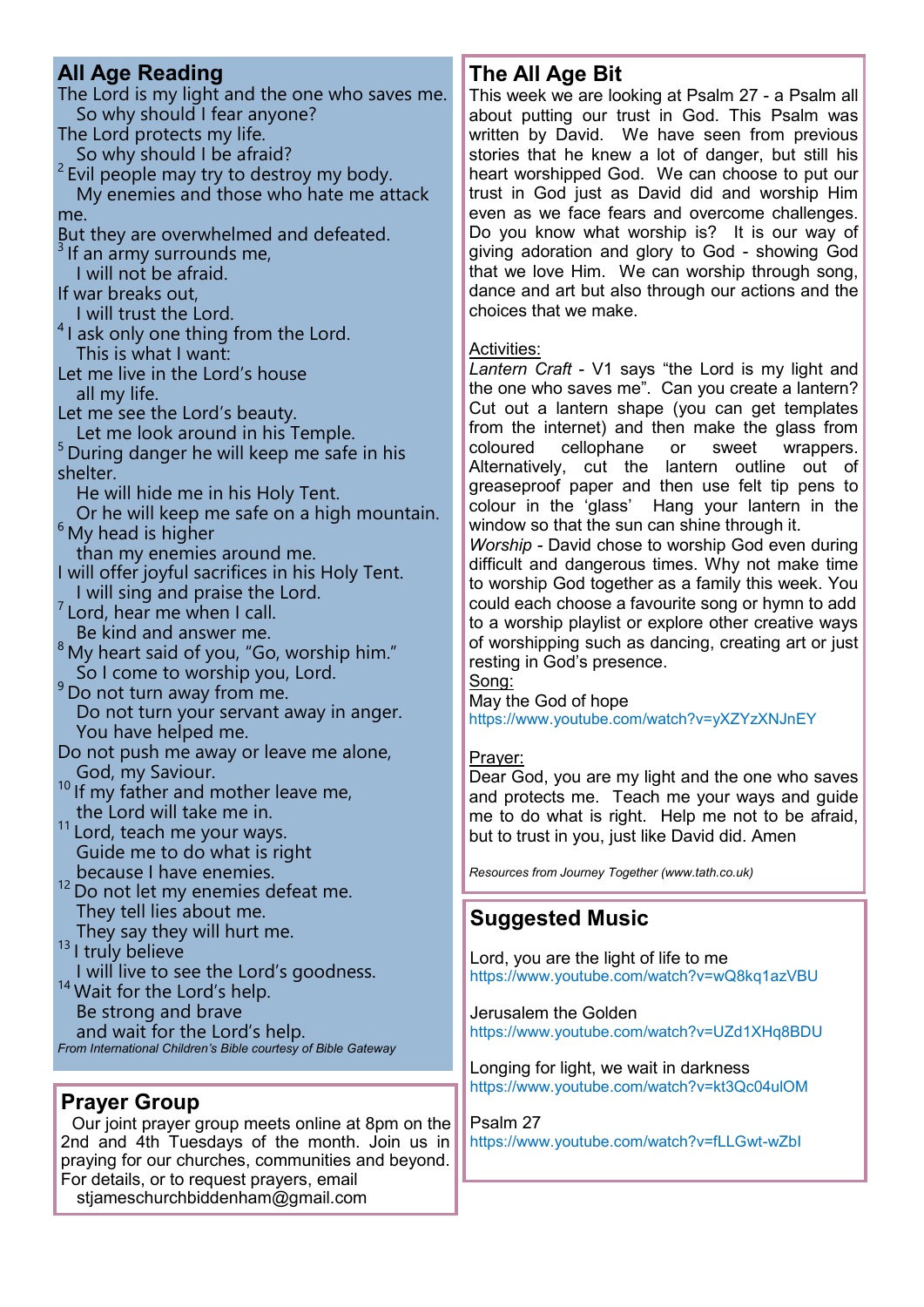## All Age Reading

The Lord is my light and the one who saves me.
So why should I fear anyone?
The Lord protects my life.
So why should I be afraid?
[2] Evil people may try to destroy my body.
My enemies and those who hate me attack me.
But they are overwhelmed and defeated.
[3] If an army surrounds me,
I will not be afraid.
If war breaks out,
I will trust the Lord.
[4] I ask only one thing from the Lord.
This is what I want:
Let me live in the Lord's house
all my life.
Let me see the Lord's beauty.
Let me look around in his Temple.
[5] During danger he will keep me safe in his shelter.
He will hide me in his Holy Tent.
Or he will keep me safe on a high mountain.
[6] My head is higher
than my enemies around me.
I will offer joyful sacrifices in his Holy Tent.
I will sing and praise the Lord.
[7] Lord, hear me when I call.
Be kind and answer me.
[8] My heart said of you, "Go, worship him."
So I come to worship you, Lord.
[9] Do not turn away from me.
Do not turn your servant away in anger.
You have helped me.
Do not push me away or leave me alone,
God, my Saviour.
[10] If my father and mother leave me,
the Lord will take me in.
[11] Lord, teach me your ways.
Guide me to do what is right
because I have enemies.
[12] Do not let my enemies defeat me.
They tell lies about me.
They say they will hurt me.
[13] I truly believe
I will live to see the Lord's goodness.
[14] Wait for the Lord's help.
Be strong and brave
and wait for the Lord's help.

*From International Children's Bible courtesy of Bible Gateway*

## Prayer Group

Our joint prayer group meets online at 8pm on the 2nd and 4th Tuesdays of the month. Join us in praying for our churches, communities and beyond. For details, or to request prayers, email stjameschurchbiddenham@gmail.com

## The All Age Bit

This week we are looking at Psalm 27 - a Psalm all about putting our trust in God. This Psalm was written by David. We have seen from previous stories that he knew a lot of danger, but still his heart worshipped God. We can choose to put our trust in God just as David did and worship Him even as we face fears and overcome challenges. Do you know what worship is? It is our way of giving adoration and glory to God - showing God that we love Him. We can worship through song, dance and art but also through our actions and the choices that we make.

Activities:

*Lantern Craft* - V1 says "the Lord is my light and the one who saves me". Can you create a lantern? Cut out a lantern shape (you can get templates from the internet) and then make the glass from coloured cellophane or sweet wrappers. Alternatively, cut the lantern outline out of greaseproof paper and then use felt tip pens to colour in the 'glass' Hang your lantern in the window so that the sun can shine through it.

*Worship* - David chose to worship God even during difficult and dangerous times. Why not make time to worship God together as a family this week. You could each choose a favourite song or hymn to add to a worship playlist or explore other creative ways of worshipping such as dancing, creating art or just resting in God's presence.

Song:

May the God of hope
https://www.youtube.com/watch?v=yXZYzXNJnEY

Prayer:

Dear God, you are my light and the one who saves and protects me. Teach me your ways and guide me to do what is right. Help me not to be afraid, but to trust in you, just like David did. Amen

*Resources from Journey Together (www.tath.co.uk)*

## Suggested Music

Lord, you are the light of life to me
https://www.youtube.com/watch?v=wQ8kq1azVBU

Jerusalem the Golden
https://www.youtube.com/watch?v=UZd1XHq8BDU

Longing for light, we wait in darkness
https://www.youtube.com/watch?v=kt3Qc04ulOM

Psalm 27
https://www.youtube.com/watch?v=fLLGwt-wZbI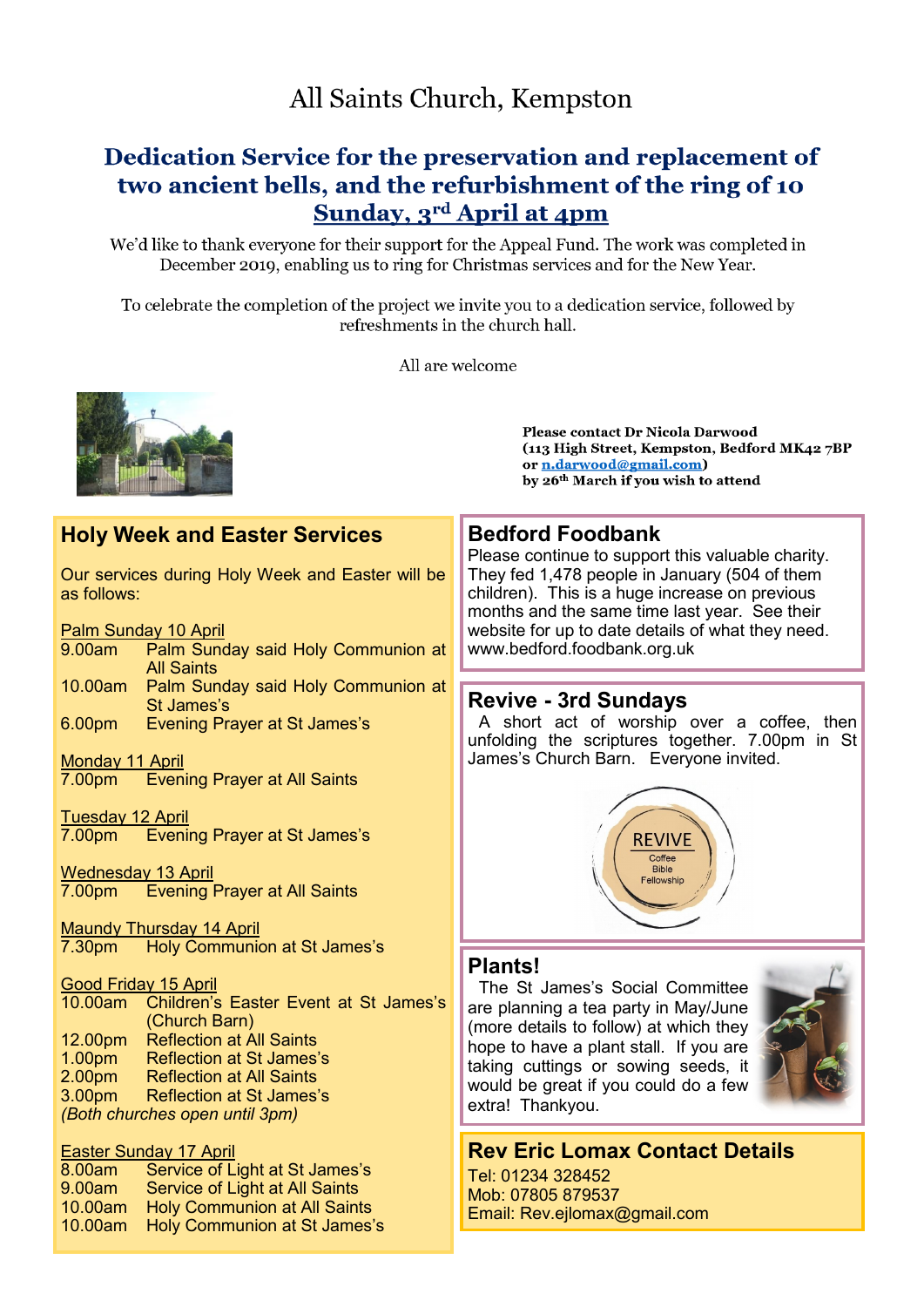# All Saints Church, Kempston

## Dedication Service for the preservation and replacement of two ancient bells, and the refurbishment of the ring of 10

## Sunday, 3rd April at 4pm

We'd like to thank everyone for their support for the Appeal Fund. The work was completed in December 2019, enabling us to ring for Christmas services and for the New Year.

To celebrate the completion of the project we invite you to a dedication service, followed by refreshments in the church hall.

All are welcome

**Please contact Dr Nicola Darwood (113 High Street, Kempston, Bedford MK42 7BP or n.darwood@gmail.com) by 26th March if you wish to attend**

## Holy Week and Easter Services

Our services during Holy Week and Easter will be as follows:

Palm Sunday 10 April
- 9.00am Palm Sunday said Holy Communion at All Saints
- 10.00am Palm Sunday said Holy Communion at St James's
- 6.00pm Evening Prayer at St James's

Monday 11 April
- 7.00pm Evening Prayer at All Saints

Tuesday 12 April
- 7.00pm Evening Prayer at St James's

Wednesday 13 April
- 7.00pm Evening Prayer at All Saints

Maundy Thursday 14 April
- 7.30pm Holy Communion at St James's

Good Friday 15 April
- 10.00am Children's Easter Event at St James's (Church Barn)
- 12.00pm Reflection at All Saints
- 1.00pm Reflection at St James's
- 2.00pm Reflection at All Saints
- 3.00pm Reflection at St James's

*(Both churches open until 3pm)*

Easter Sunday 17 April
- 8.00am Service of Light at St James's
- 9.00am Service of Light at All Saints
- 10.00am Holy Communion at All Saints
- 10.00am Holy Communion at St James's

## Bedford Foodbank

Please continue to support this valuable charity. They fed 1,478 people in January (504 of them children). This is a huge increase on previous months and the same time last year. See their website for up to date details of what they need. www.bedford.foodbank.org.uk

## Revive - 3rd Sundays

A short act of worship over a coffee, then unfolding the scriptures together. 7.00pm in St James's Church Barn. Everyone invited.

REVIVE
Coffee
Bible
Fellowship

## Plants!

The St James's Social Committee are planning a tea party in May/June (more details to follow) at which they hope to have a plant stall. If you are taking cuttings or sowing seeds, it would be great if you could do a few extra! Thankyou.

## Rev Eric Lomax Contact Details

Tel: 01234 328452
Mob: 07805 879537
Email: Rev.ejlomax@gmail.com